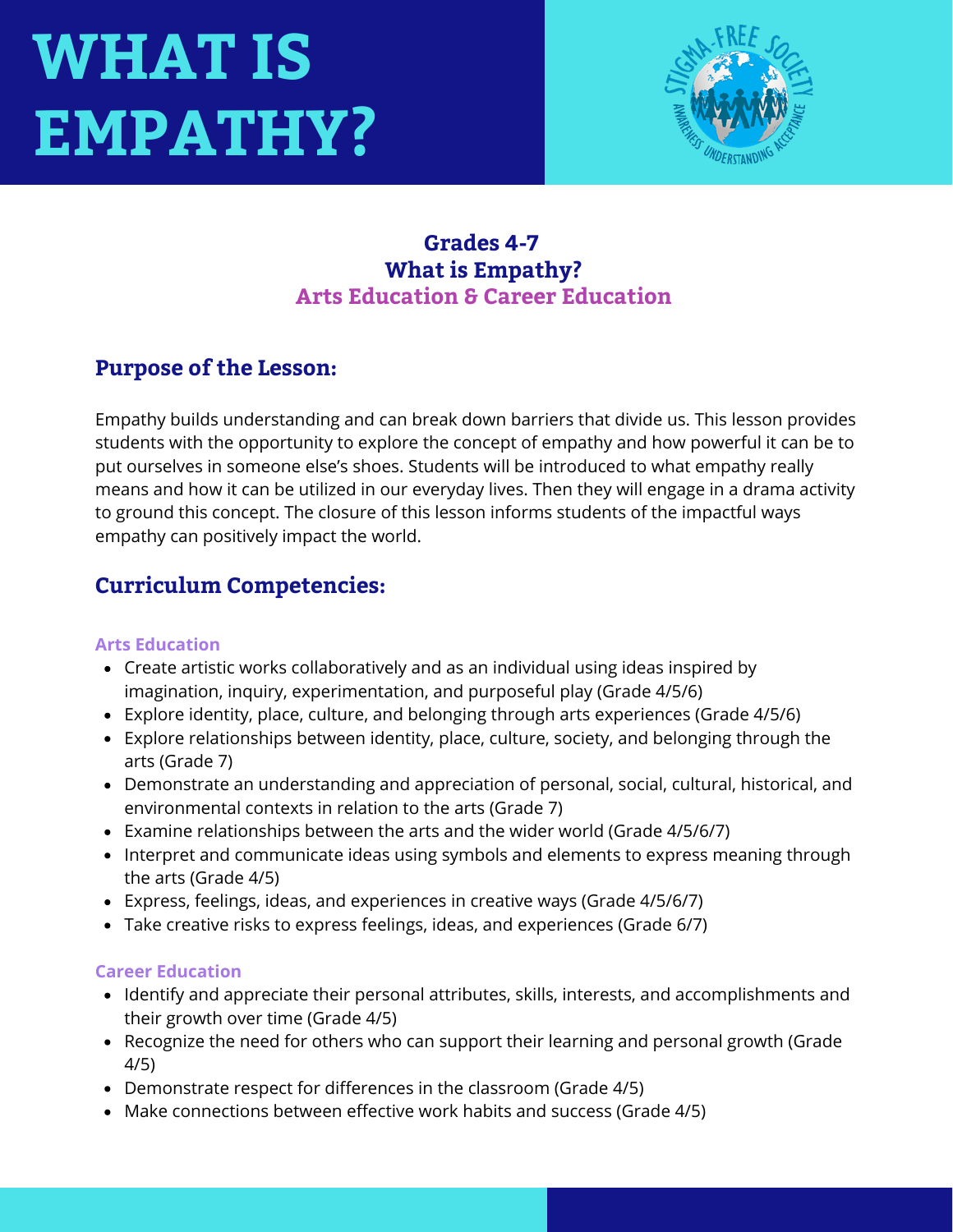# WHAT IS EMPATHY?

**Grades 4-7**
**What is Empathy?**
**Arts Education & Career Education**

## Purpose of the Lesson:

Empathy builds understanding and can break down barriers that divide us. This lesson provides students with the opportunity to explore the concept of empathy and how powerful it can be to put ourselves in someone else's shoes. Students will be introduced to what empathy really means and how it can be utilized in our everyday lives. Then they will engage in a drama activity to ground this concept. The closure of this lesson informs students of the impactful ways empathy can positively impact the world.

## Curriculum Competencies:

### Arts Education

- Create artistic works collaboratively and as an individual using ideas inspired by imagination, inquiry, experimentation, and purposeful play (Grade 4/5/6)
- Explore identity, place, culture, and belonging through arts experiences (Grade 4/5/6)
- Explore relationships between identity, place, culture, society, and belonging through the arts (Grade 7)
- Demonstrate an understanding and appreciation of personal, social, cultural, historical, and environmental contexts in relation to the arts (Grade 7)
- Examine relationships between the arts and the wider world (Grade 4/5/6/7)
- Interpret and communicate ideas using symbols and elements to express meaning through the arts (Grade 4/5)
- Express, feelings, ideas, and experiences in creative ways (Grade 4/5/6/7)
- Take creative risks to express feelings, ideas, and experiences (Grade 6/7)

### Career Education

- Identify and appreciate their personal attributes, skills, interests, and accomplishments and their growth over time (Grade 4/5)
- Recognize the need for others who can support their learning and personal growth (Grade 4/5)
- Demonstrate respect for differences in the classroom (Grade 4/5)
- Make connections between effective work habits and success (Grade 4/5)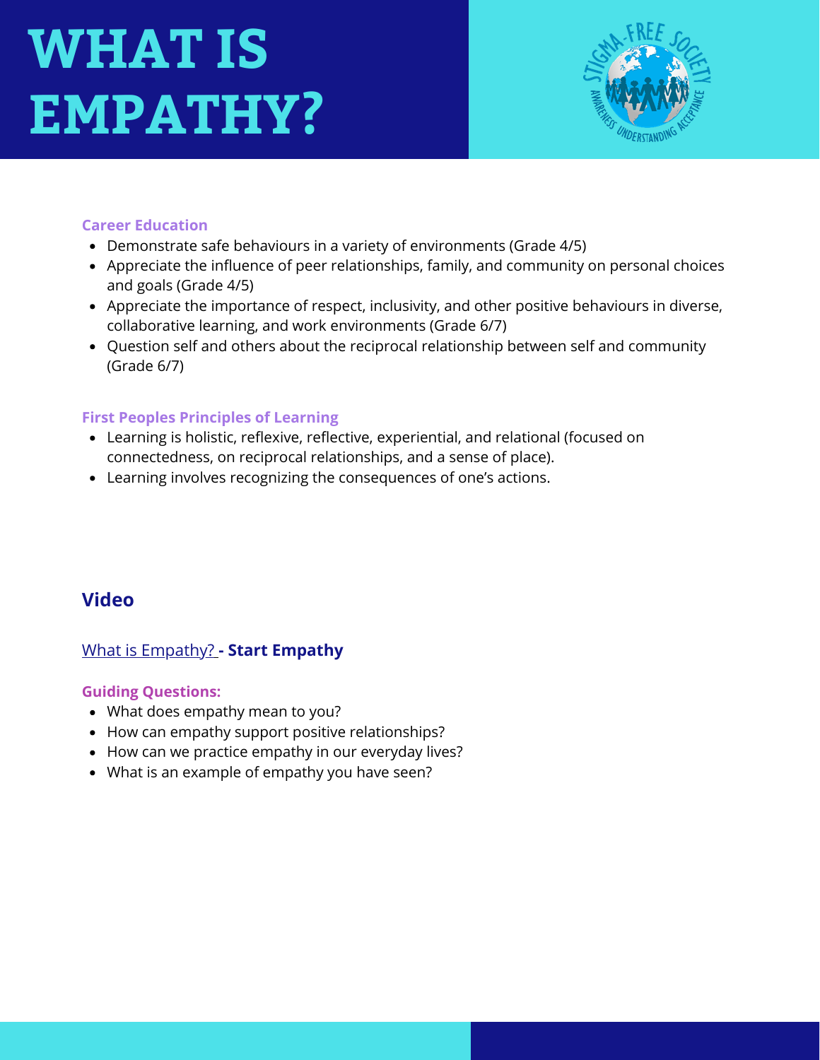# WHAT IS EMPATHY?

**Career Education**

- Demonstrate safe behaviours in a variety of environments (Grade 4/5)
- Appreciate the influence of peer relationships, family, and community on personal choices and goals (Grade 4/5)
- Appreciate the importance of respect, inclusivity, and other positive behaviours in diverse, collaborative learning, and work environments (Grade 6/7)
- Question self and others about the reciprocal relationship between self and community (Grade 6/7)

**First Peoples Principles of Learning**

- Learning is holistic, reflexive, reflective, experiential, and relational (focused on connectedness, on reciprocal relationships, and a sense of place).
- Learning involves recognizing the consequences of one's actions.

## Video

What is Empathy? **- Start Empathy**

**Guiding Questions:**

- What does empathy mean to you?
- How can empathy support positive relationships?
- How can we practice empathy in our everyday lives?
- What is an example of empathy you have seen?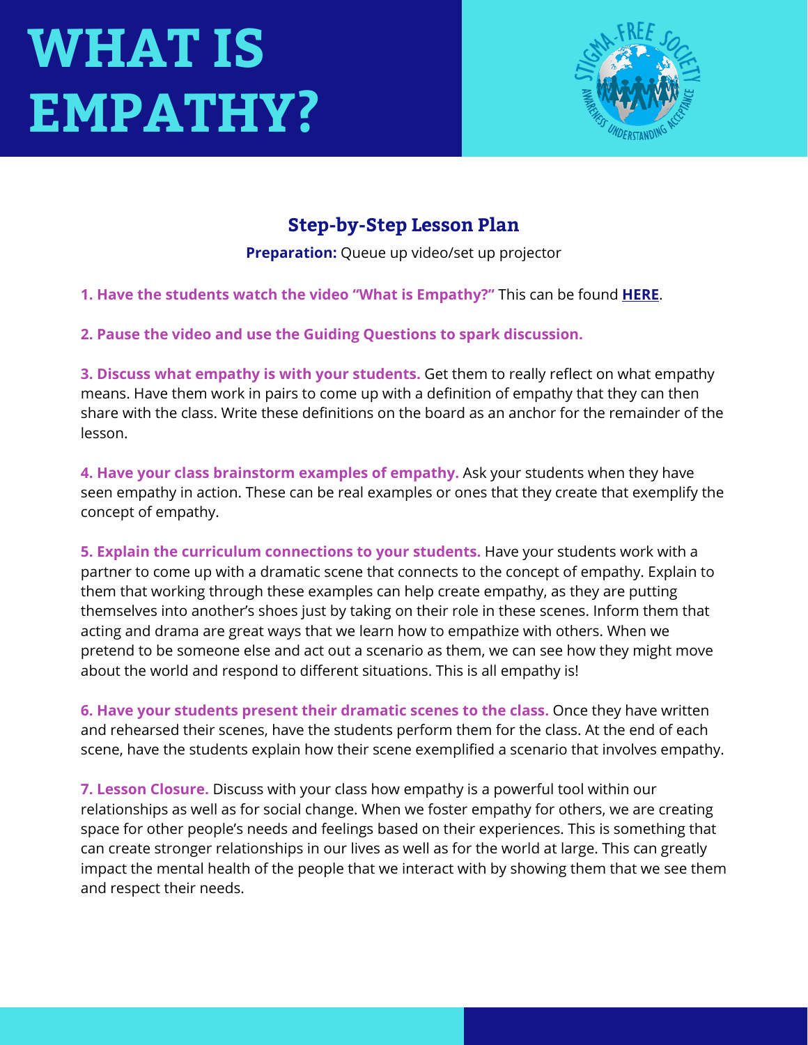# WHAT IS EMPATHY?

## Step-by-Step Lesson Plan

**Preparation:** Queue up video/set up projector

**1. Have the students watch the video "What is Empathy?"** This can be found **HERE**.

**2. Pause the video and use the Guiding Questions to spark discussion.**

**3. Discuss what empathy is with your students.** Get them to really reflect on what empathy means. Have them work in pairs to come up with a definition of empathy that they can then share with the class. Write these definitions on the board as an anchor for the remainder of the lesson.

**4. Have your class brainstorm examples of empathy.** Ask your students when they have seen empathy in action. These can be real examples or ones that they create that exemplify the concept of empathy.

**5. Explain the curriculum connections to your students.** Have your students work with a partner to come up with a dramatic scene that connects to the concept of empathy. Explain to them that working through these examples can help create empathy, as they are putting themselves into another's shoes just by taking on their role in these scenes. Inform them that acting and drama are great ways that we learn how to empathize with others. When we pretend to be someone else and act out a scenario as them, we can see how they might move about the world and respond to different situations. This is all empathy is!

**6. Have your students present their dramatic scenes to the class.** Once they have written and rehearsed their scenes, have the students perform them for the class. At the end of each scene, have the students explain how their scene exemplified a scenario that involves empathy.

**7. Lesson Closure.** Discuss with your class how empathy is a powerful tool within our relationships as well as for social change. When we foster empathy for others, we are creating space for other people's needs and feelings based on their experiences. This is something that can create stronger relationships in our lives as well as for the world at large. This can greatly impact the mental health of the people that we interact with by showing them that we see them and respect their needs.